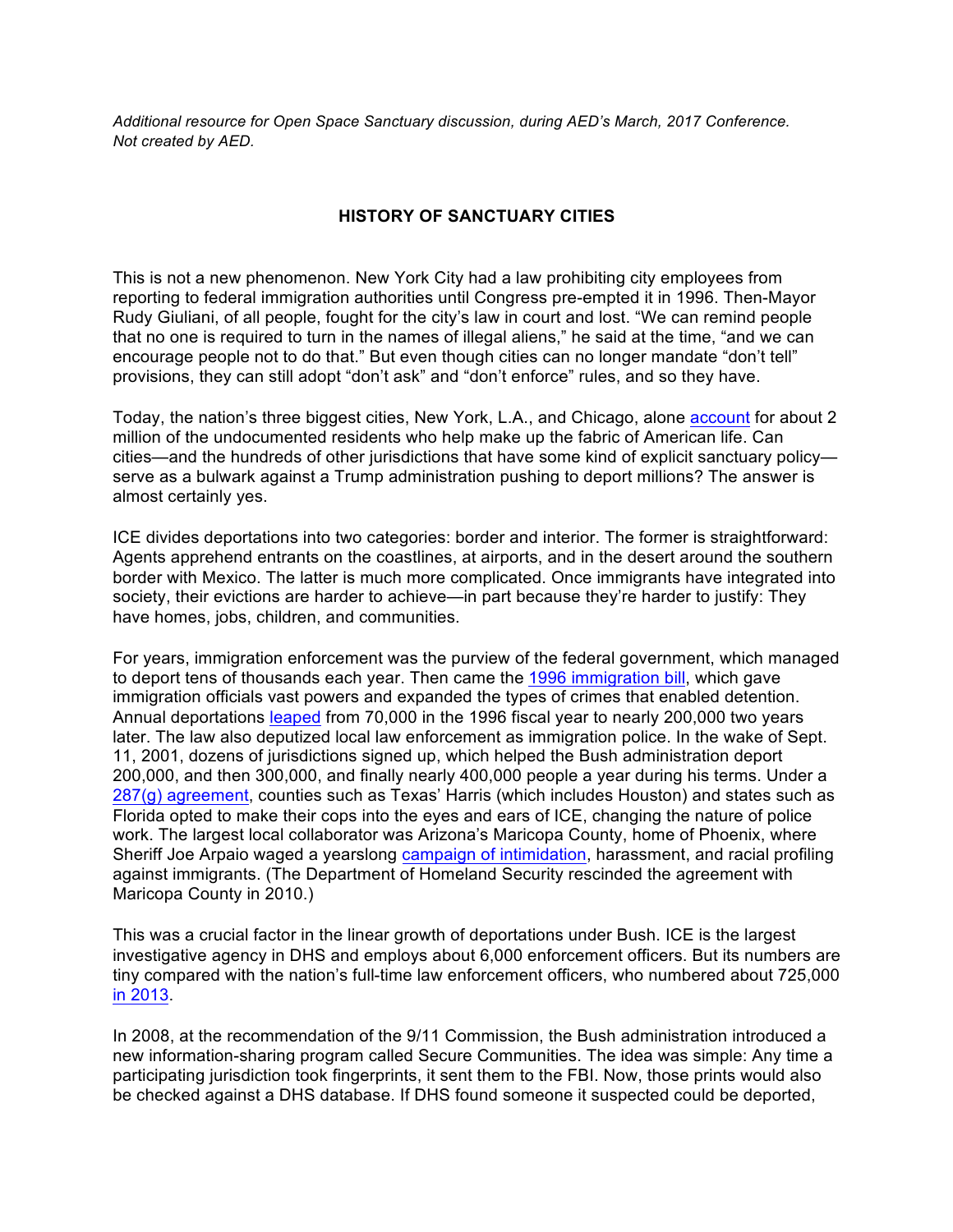*Additional resource for Open Space Sanctuary discussion, during AED's March, 2017 Conference. Not created by AED.*

## HISTORY OF SANCTUARY CITIES

This is not a new phenomenon. New York City had a law prohibiting city employees from reporting to federal immigration authorities until Congress pre-empted it in 1996. Then-Mayor Rudy Giuliani, of all people, fought for the city's law in court and lost. "We can remind people that no one is required to turn in the names of illegal aliens," he said at the time, "and we can encourage people not to do that." But even though cities can no longer mandate "don't tell" provisions, they can still adopt "don't ask" and "don't enforce" rules, and so they have.

Today, the nation's three biggest cities, New York, L.A., and Chicago, alone account for about 2 million of the undocumented residents who help make up the fabric of American life. Can cities—and the hundreds of other jurisdictions that have some kind of explicit sanctuary policy—serve as a bulwark against a Trump administration pushing to deport millions? The answer is almost certainly yes.

ICE divides deportations into two categories: border and interior. The former is straightforward: Agents apprehend entrants on the coastlines, at airports, and in the desert around the southern border with Mexico. The latter is much more complicated. Once immigrants have integrated into society, their evictions are harder to achieve—in part because they're harder to justify: They have homes, jobs, children, and communities.

For years, immigration enforcement was the purview of the federal government, which managed to deport tens of thousands each year. Then came the 1996 immigration bill, which gave immigration officials vast powers and expanded the types of crimes that enabled detention. Annual deportations leaped from 70,000 in the 1996 fiscal year to nearly 200,000 two years later. The law also deputized local law enforcement as immigration police. In the wake of Sept. 11, 2001, dozens of jurisdictions signed up, which helped the Bush administration deport 200,000, and then 300,000, and finally nearly 400,000 people a year during his terms. Under a 287(g) agreement, counties such as Texas' Harris (which includes Houston) and states such as Florida opted to make their cops into the eyes and ears of ICE, changing the nature of police work. The largest local collaborator was Arizona's Maricopa County, home of Phoenix, where Sheriff Joe Arpaio waged a yearslong campaign of intimidation, harassment, and racial profiling against immigrants. (The Department of Homeland Security rescinded the agreement with Maricopa County in 2010.)

This was a crucial factor in the linear growth of deportations under Bush. ICE is the largest investigative agency in DHS and employs about 6,000 enforcement officers. But its numbers are tiny compared with the nation's full-time law enforcement officers, who numbered about 725,000 in 2013.

In 2008, at the recommendation of the 9/11 Commission, the Bush administration introduced a new information-sharing program called Secure Communities. The idea was simple: Any time a participating jurisdiction took fingerprints, it sent them to the FBI. Now, those prints would also be checked against a DHS database. If DHS found someone it suspected could be deported,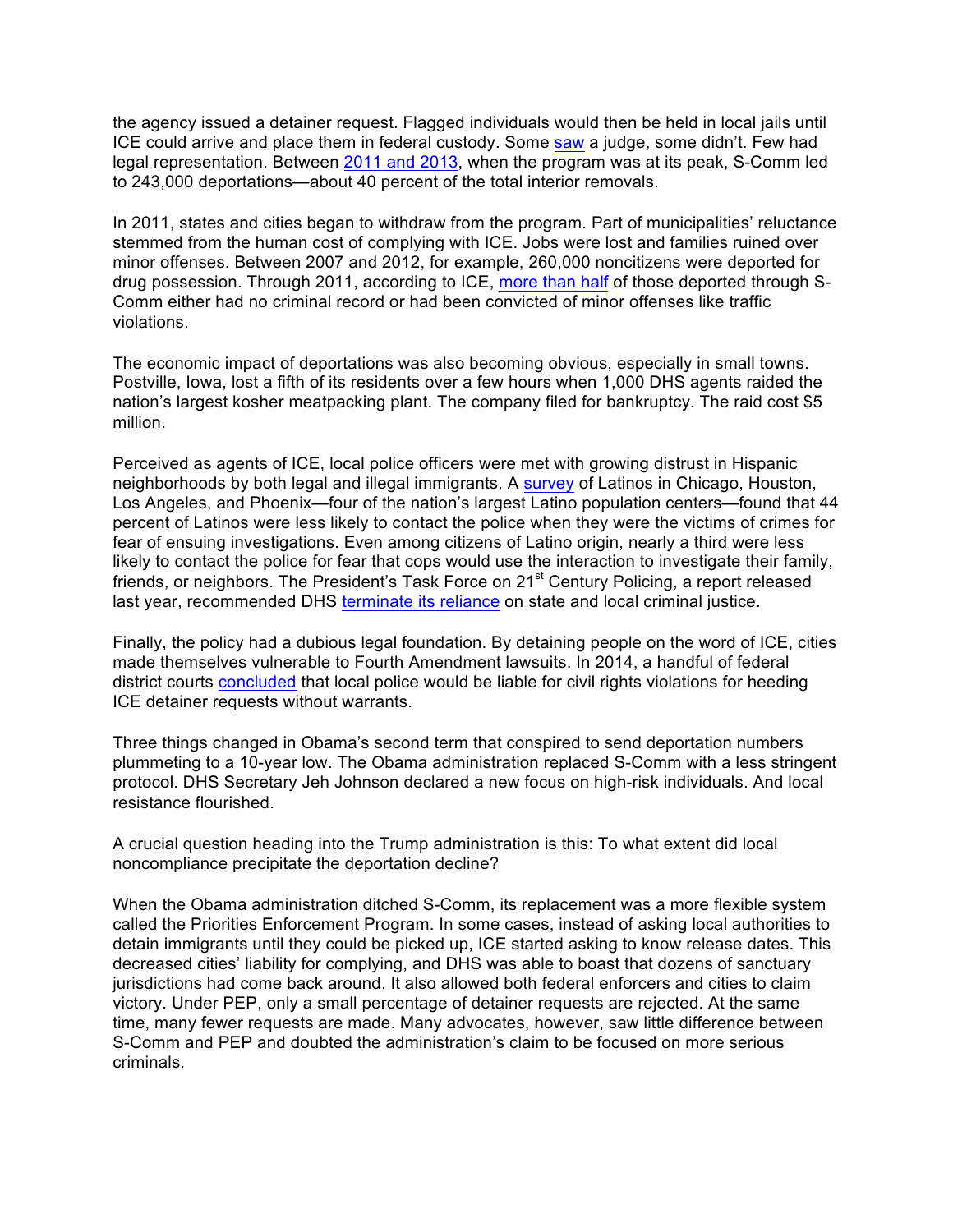the agency issued a detainer request. Flagged individuals would then be held in local jails until ICE could arrive and place them in federal custody. Some saw a judge, some didn't. Few had legal representation. Between 2011 and 2013, when the program was at its peak, S-Comm led to 243,000 deportations—about 40 percent of the total interior removals.

In 2011, states and cities began to withdraw from the program. Part of municipalities' reluctance stemmed from the human cost of complying with ICE. Jobs were lost and families ruined over minor offenses. Between 2007 and 2012, for example, 260,000 noncitizens were deported for drug possession. Through 2011, according to ICE, more than half of those deported through S-Comm either had no criminal record or had been convicted of minor offenses like traffic violations.

The economic impact of deportations was also becoming obvious, especially in small towns. Postville, Iowa, lost a fifth of its residents over a few hours when 1,000 DHS agents raided the nation's largest kosher meatpacking plant. The company filed for bankruptcy. The raid cost $5 million.

Perceived as agents of ICE, local police officers were met with growing distrust in Hispanic neighborhoods by both legal and illegal immigrants. A survey of Latinos in Chicago, Houston, Los Angeles, and Phoenix—four of the nation's largest Latino population centers—found that 44 percent of Latinos were less likely to contact the police when they were the victims of crimes for fear of ensuing investigations. Even among citizens of Latino origin, nearly a third were less likely to contact the police for fear that cops would use the interaction to investigate their family, friends, or neighbors. The President's Task Force on 21st Century Policing, a report released last year, recommended DHS terminate its reliance on state and local criminal justice.

Finally, the policy had a dubious legal foundation. By detaining people on the word of ICE, cities made themselves vulnerable to Fourth Amendment lawsuits. In 2014, a handful of federal district courts concluded that local police would be liable for civil rights violations for heeding ICE detainer requests without warrants.

Three things changed in Obama's second term that conspired to send deportation numbers plummeting to a 10-year low. The Obama administration replaced S-Comm with a less stringent protocol. DHS Secretary Jeh Johnson declared a new focus on high-risk individuals. And local resistance flourished.

A crucial question heading into the Trump administration is this: To what extent did local noncompliance precipitate the deportation decline?

When the Obama administration ditched S-Comm, its replacement was a more flexible system called the Priorities Enforcement Program. In some cases, instead of asking local authorities to detain immigrants until they could be picked up, ICE started asking to know release dates. This decreased cities' liability for complying, and DHS was able to boast that dozens of sanctuary jurisdictions had come back around. It also allowed both federal enforcers and cities to claim victory. Under PEP, only a small percentage of detainer requests are rejected. At the same time, many fewer requests are made. Many advocates, however, saw little difference between S-Comm and PEP and doubted the administration's claim to be focused on more serious criminals.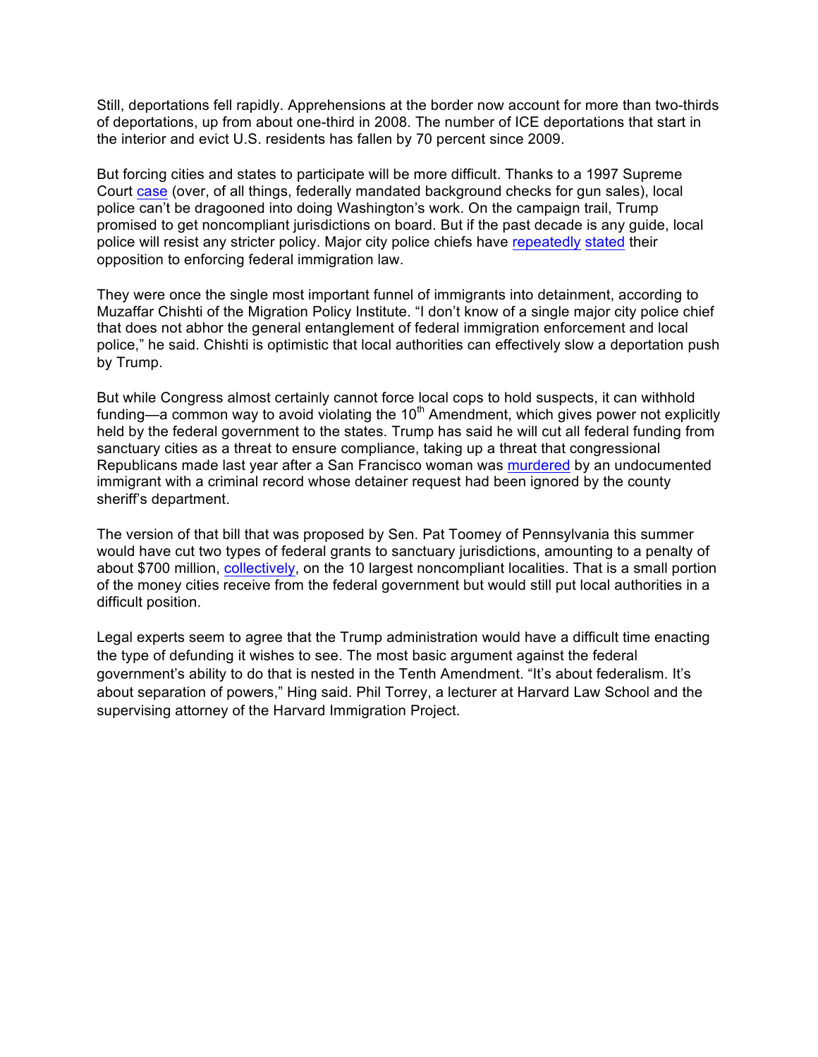Still, deportations fell rapidly. Apprehensions at the border now account for more than two-thirds of deportations, up from about one-third in 2008. The number of ICE deportations that start in the interior and evict U.S. residents has fallen by 70 percent since 2009.

But forcing cities and states to participate will be more difficult. Thanks to a 1997 Supreme Court case (over, of all things, federally mandated background checks for gun sales), local police can't be dragooned into doing Washington's work. On the campaign trail, Trump promised to get noncompliant jurisdictions on board. But if the past decade is any guide, local police will resist any stricter policy. Major city police chiefs have repeatedly stated their opposition to enforcing federal immigration law.

They were once the single most important funnel of immigrants into detainment, according to Muzaffar Chishti of the Migration Policy Institute. "I don't know of a single major city police chief that does not abhor the general entanglement of federal immigration enforcement and local police," he said. Chishti is optimistic that local authorities can effectively slow a deportation push by Trump.

But while Congress almost certainly cannot force local cops to hold suspects, it can withhold funding—a common way to avoid violating the 10th Amendment, which gives power not explicitly held by the federal government to the states. Trump has said he will cut all federal funding from sanctuary cities as a threat to ensure compliance, taking up a threat that congressional Republicans made last year after a San Francisco woman was murdered by an undocumented immigrant with a criminal record whose detainer request had been ignored by the county sheriff's department.

The version of that bill that was proposed by Sen. Pat Toomey of Pennsylvania this summer would have cut two types of federal grants to sanctuary jurisdictions, amounting to a penalty of about $700 million, collectively, on the 10 largest noncompliant localities. That is a small portion of the money cities receive from the federal government but would still put local authorities in a difficult position.

Legal experts seem to agree that the Trump administration would have a difficult time enacting the type of defunding it wishes to see. The most basic argument against the federal government's ability to do that is nested in the Tenth Amendment. "It's about federalism. It's about separation of powers," Hing said. Phil Torrey, a lecturer at Harvard Law School and the supervising attorney of the Harvard Immigration Project.